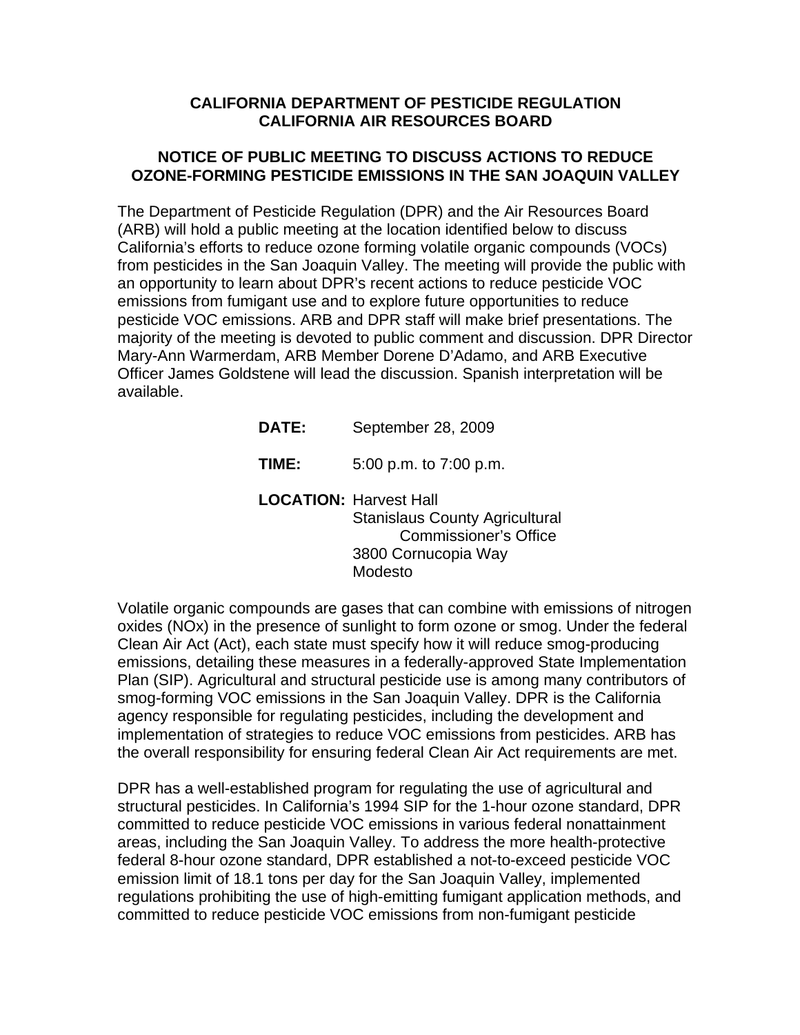**CALIFORNIA DEPARTMENT OF PESTICIDE REGULATION**
**CALIFORNIA AIR RESOURCES BOARD**

## NOTICE OF PUBLIC MEETING TO DISCUSS ACTIONS TO REDUCE OZONE-FORMING PESTICIDE EMISSIONS IN THE SAN JOAQUIN VALLEY

The Department of Pesticide Regulation (DPR) and the Air Resources Board (ARB) will hold a public meeting at the location identified below to discuss California's efforts to reduce ozone forming volatile organic compounds (VOCs) from pesticides in the San Joaquin Valley. The meeting will provide the public with an opportunity to learn about DPR's recent actions to reduce pesticide VOC emissions from fumigant use and to explore future opportunities to reduce pesticide VOC emissions. ARB and DPR staff will make brief presentations. The majority of the meeting is devoted to public comment and discussion. DPR Director Mary-Ann Warmerdam, ARB Member Dorene D'Adamo, and ARB Executive Officer James Goldstene will lead the discussion. Spanish interpretation will be available.

**DATE:** September 28, 2009

**TIME:** 5:00 p.m. to 7:00 p.m.

**LOCATION:** Harvest Hall
Stanislaus County Agricultural Commissioner's Office
3800 Cornucopia Way
Modesto

Volatile organic compounds are gases that can combine with emissions of nitrogen oxides (NOx) in the presence of sunlight to form ozone or smog. Under the federal Clean Air Act (Act), each state must specify how it will reduce smog-producing emissions, detailing these measures in a federally-approved State Implementation Plan (SIP). Agricultural and structural pesticide use is among many contributors of smog-forming VOC emissions in the San Joaquin Valley. DPR is the California agency responsible for regulating pesticides, including the development and implementation of strategies to reduce VOC emissions from pesticides. ARB has the overall responsibility for ensuring federal Clean Air Act requirements are met.

DPR has a well-established program for regulating the use of agricultural and structural pesticides. In California's 1994 SIP for the 1-hour ozone standard, DPR committed to reduce pesticide VOC emissions in various federal nonattainment areas, including the San Joaquin Valley. To address the more health-protective federal 8-hour ozone standard, DPR established a not-to-exceed pesticide VOC emission limit of 18.1 tons per day for the San Joaquin Valley, implemented regulations prohibiting the use of high-emitting fumigant application methods, and committed to reduce pesticide VOC emissions from non-fumigant pesticide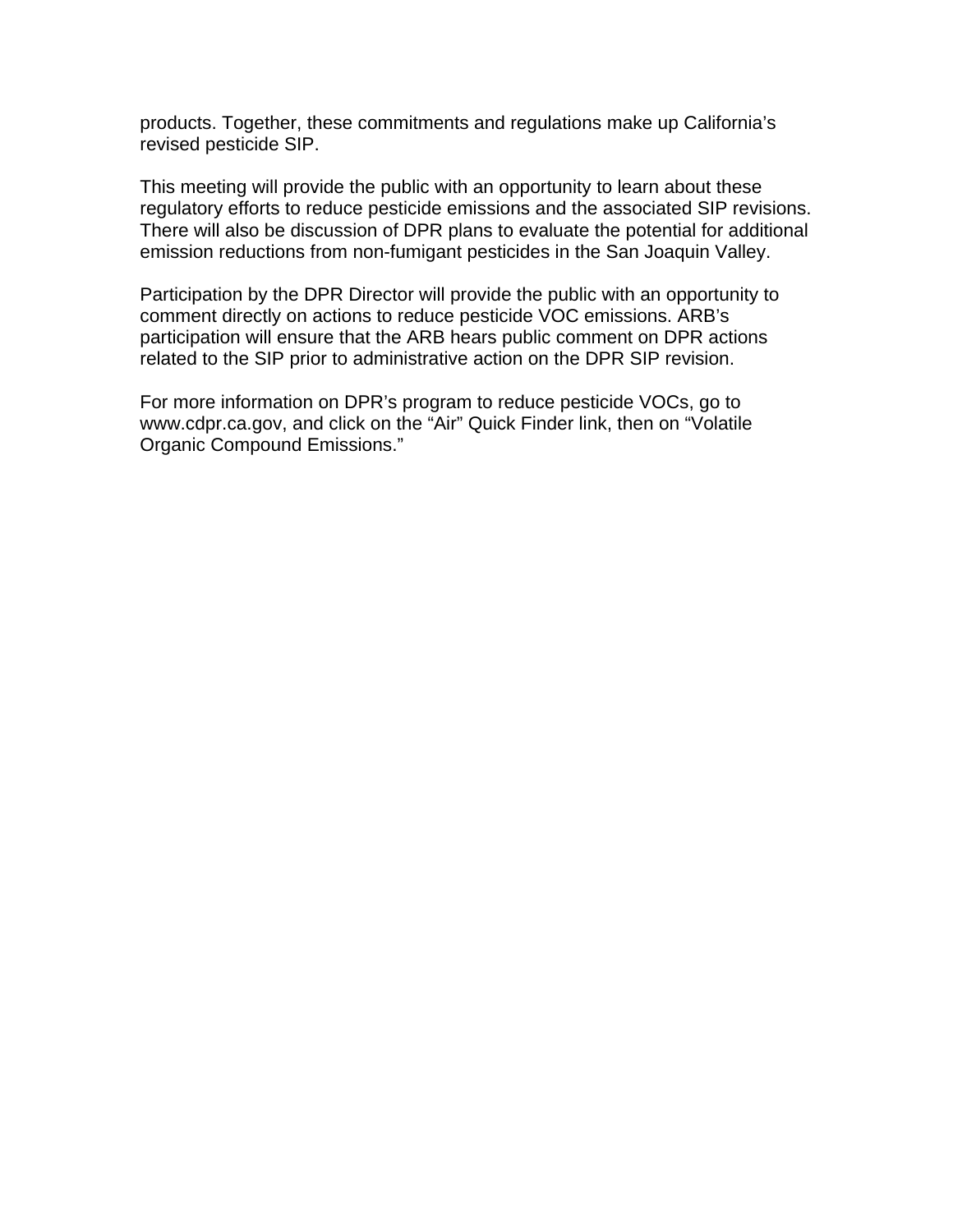products. Together, these commitments and regulations make up California's revised pesticide SIP.

This meeting will provide the public with an opportunity to learn about these regulatory efforts to reduce pesticide emissions and the associated SIP revisions. There will also be discussion of DPR plans to evaluate the potential for additional emission reductions from non-fumigant pesticides in the San Joaquin Valley.

Participation by the DPR Director will provide the public with an opportunity to comment directly on actions to reduce pesticide VOC emissions. ARB's participation will ensure that the ARB hears public comment on DPR actions related to the SIP prior to administrative action on the DPR SIP revision.

For more information on DPR's program to reduce pesticide VOCs, go to www.cdpr.ca.gov, and click on the "Air" Quick Finder link, then on "Volatile Organic Compound Emissions."